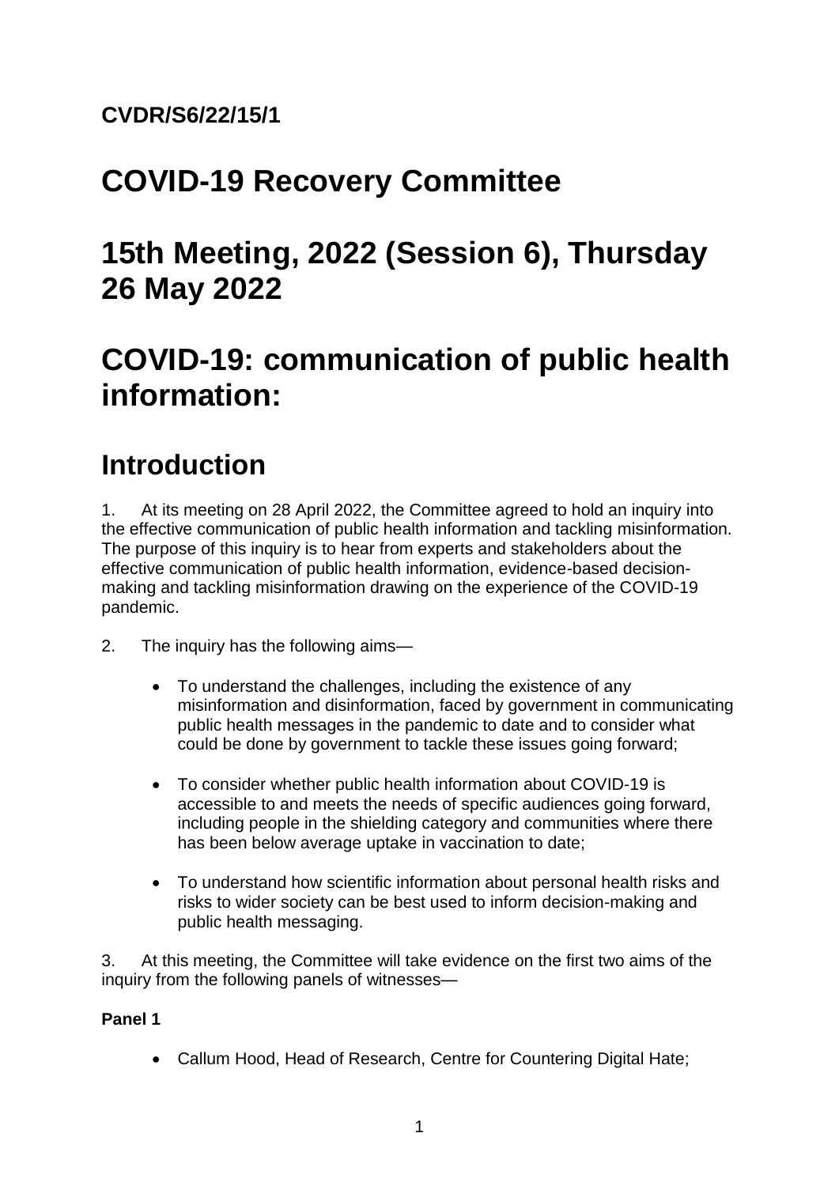**CVDR/S6/22/15/1**

# COVID-19 Recovery Committee

# 15th Meeting, 2022 (Session 6), Thursday 26 May 2022

# COVID-19: communication of public health information:

## Introduction

1. At its meeting on 28 April 2022, the Committee agreed to hold an inquiry into the effective communication of public health information and tackling misinformation. The purpose of this inquiry is to hear from experts and stakeholders about the effective communication of public health information, evidence-based decision-making and tackling misinformation drawing on the experience of the COVID-19 pandemic.

2. The inquiry has the following aims—

- To understand the challenges, including the existence of any misinformation and disinformation, faced by government in communicating public health messages in the pandemic to date and to consider what could be done by government to tackle these issues going forward;
- To consider whether public health information about COVID-19 is accessible to and meets the needs of specific audiences going forward, including people in the shielding category and communities where there has been below average uptake in vaccination to date;
- To understand how scientific information about personal health risks and risks to wider society can be best used to inform decision-making and public health messaging.

3. At this meeting, the Committee will take evidence on the first two aims of the inquiry from the following panels of witnesses—

**Panel 1**

- Callum Hood, Head of Research, Centre for Countering Digital Hate;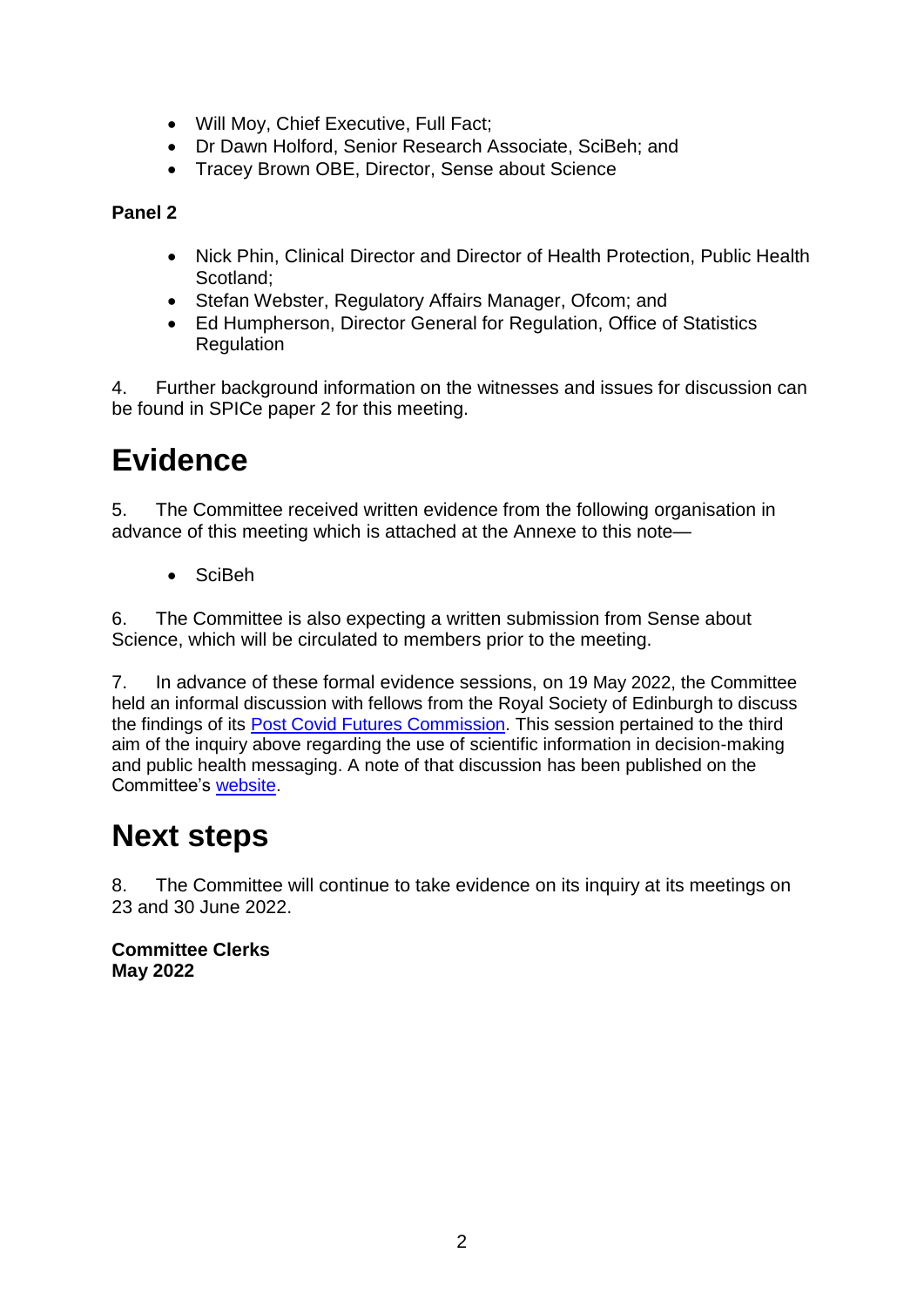- Will Moy, Chief Executive, Full Fact;
- Dr Dawn Holford, Senior Research Associate, SciBeh; and
- Tracey Brown OBE, Director, Sense about Science

**Panel 2**

- Nick Phin, Clinical Director and Director of Health Protection, Public Health Scotland;
- Stefan Webster, Regulatory Affairs Manager, Ofcom; and
- Ed Humpherson, Director General for Regulation, Office of Statistics Regulation

4. Further background information on the witnesses and issues for discussion can be found in SPICe paper 2 for this meeting.

# Evidence

5. The Committee received written evidence from the following organisation in advance of this meeting which is attached at the Annexe to this note—

- SciBeh

6. The Committee is also expecting a written submission from Sense about Science, which will be circulated to members prior to the meeting.

7. In advance of these formal evidence sessions, on 19 May 2022, the Committee held an informal discussion with fellows from the Royal Society of Edinburgh to discuss the findings of its Post Covid Futures Commission. This session pertained to the third aim of the inquiry above regarding the use of scientific information in decision-making and public health messaging. A note of that discussion has been published on the Committee's website.

# Next steps

8. The Committee will continue to take evidence on its inquiry at its meetings on 23 and 30 June 2022.

**Committee Clerks**
**May 2022**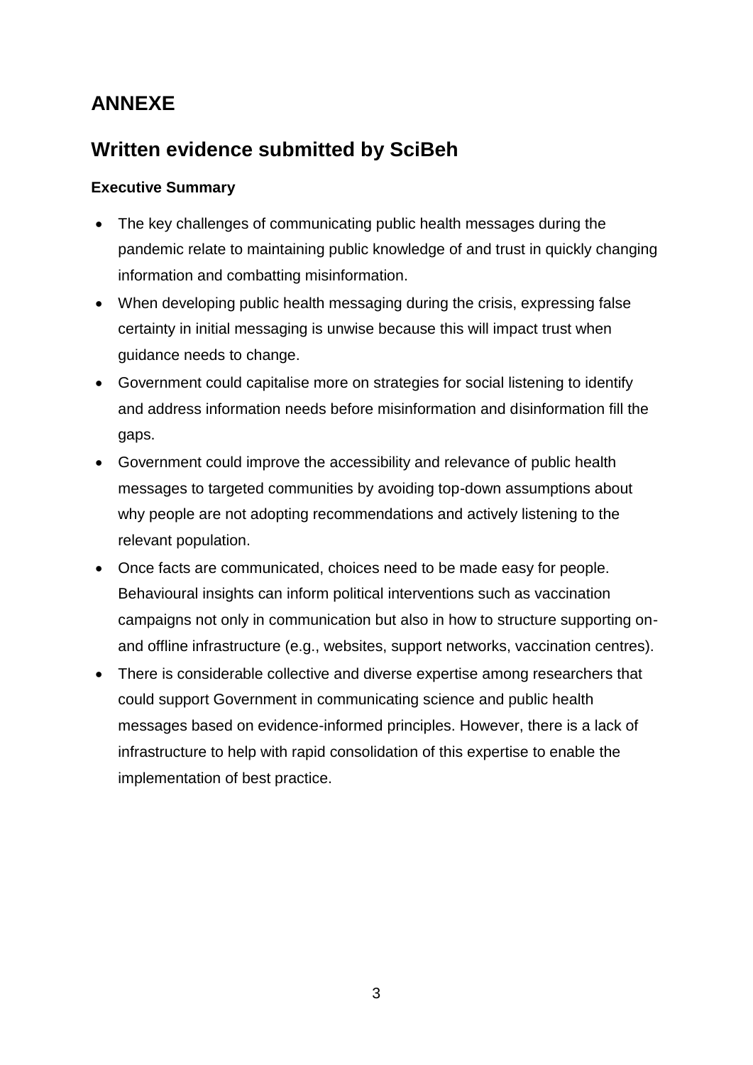# ANNEXE

## Written evidence submitted by SciBeh

### Executive Summary

- The key challenges of communicating public health messages during the pandemic relate to maintaining public knowledge of and trust in quickly changing information and combatting misinformation.
- When developing public health messaging during the crisis, expressing false certainty in initial messaging is unwise because this will impact trust when guidance needs to change.
- Government could capitalise more on strategies for social listening to identify and address information needs before misinformation and disinformation fill the gaps.
- Government could improve the accessibility and relevance of public health messages to targeted communities by avoiding top-down assumptions about why people are not adopting recommendations and actively listening to the relevant population.
- Once facts are communicated, choices need to be made easy for people. Behavioural insights can inform political interventions such as vaccination campaigns not only in communication but also in how to structure supporting on- and offline infrastructure (e.g., websites, support networks, vaccination centres).
- There is considerable collective and diverse expertise among researchers that could support Government in communicating science and public health messages based on evidence-informed principles. However, there is a lack of infrastructure to help with rapid consolidation of this expertise to enable the implementation of best practice.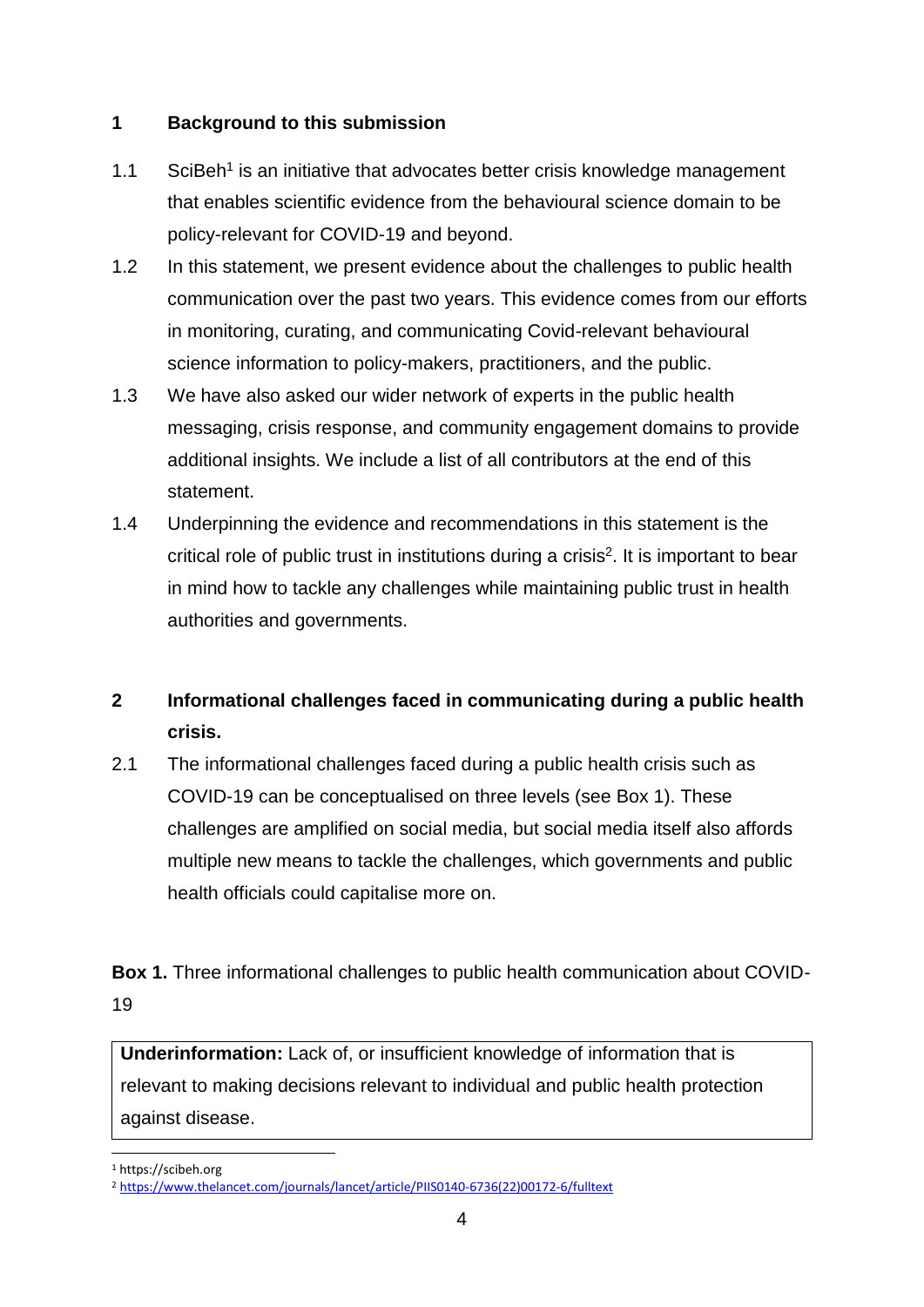## 1 Background to this submission

1.1 SciBeh[1] is an initiative that advocates better crisis knowledge management that enables scientific evidence from the behavioural science domain to be policy-relevant for COVID-19 and beyond.

1.2 In this statement, we present evidence about the challenges to public health communication over the past two years. This evidence comes from our efforts in monitoring, curating, and communicating Covid-relevant behavioural science information to policy-makers, practitioners, and the public.

1.3 We have also asked our wider network of experts in the public health messaging, crisis response, and community engagement domains to provide additional insights. We include a list of all contributors at the end of this statement.

1.4 Underpinning the evidence and recommendations in this statement is the critical role of public trust in institutions during a crisis[2]. It is important to bear in mind how to tackle any challenges while maintaining public trust in health authorities and governments.

## 2 Informational challenges faced in communicating during a public health crisis.

2.1 The informational challenges faced during a public health crisis such as COVID-19 can be conceptualised on three levels (see Box 1). These challenges are amplified on social media, but social media itself also affords multiple new means to tackle the challenges, which governments and public health officials could capitalise more on.

**Box 1.** Three informational challenges to public health communication about COVID-19

| **Underinformation:** Lack of, or insufficient knowledge of information that is relevant to making decisions relevant to individual and public health protection against disease. |
|---|

[1] https://scibeh.org

[2] https://www.thelancet.com/journals/lancet/article/PIIS0140-6736(22)00172-6/fulltext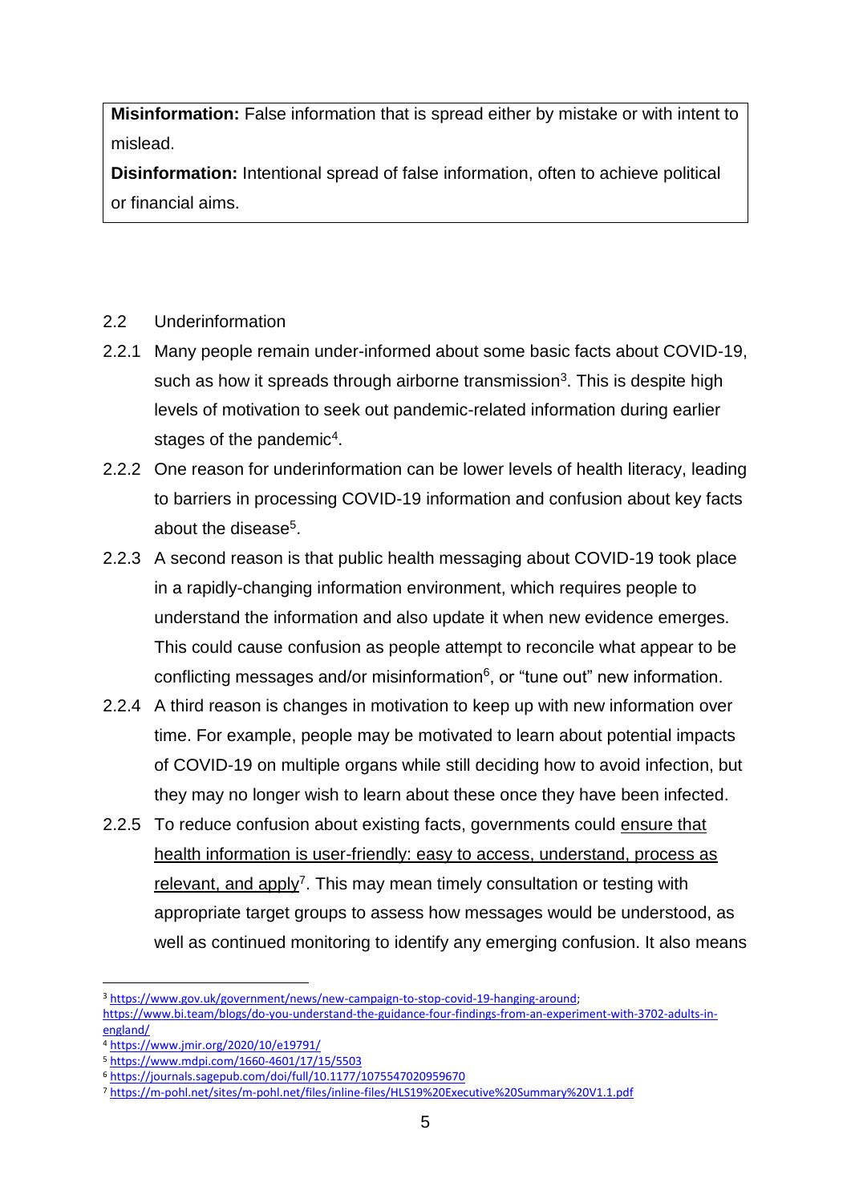**Misinformation:** False information that is spread either by mistake or with intent to mislead.

**Disinformation:** Intentional spread of false information, often to achieve political or financial aims.

## 2.2 Underinformation

2.2.1 Many people remain under-informed about some basic facts about COVID-19, such as how it spreads through airborne transmission[3]. This is despite high levels of motivation to seek out pandemic-related information during earlier stages of the pandemic[4].

2.2.2 One reason for underinformation can be lower levels of health literacy, leading to barriers in processing COVID-19 information and confusion about key facts about the disease[5].

2.2.3 A second reason is that public health messaging about COVID-19 took place in a rapidly-changing information environment, which requires people to understand the information and also update it when new evidence emerges. This could cause confusion as people attempt to reconcile what appear to be conflicting messages and/or misinformation[6], or "tune out" new information.

2.2.4 A third reason is changes in motivation to keep up with new information over time. For example, people may be motivated to learn about potential impacts of COVID-19 on multiple organs while still deciding how to avoid infection, but they may no longer wish to learn about these once they have been infected.

2.2.5 To reduce confusion about existing facts, governments could ensure that health information is user-friendly: easy to access, understand, process as relevant, and apply[7]. This may mean timely consultation or testing with appropriate target groups to assess how messages would be understood, as well as continued monitoring to identify any emerging confusion. It also means

---

[3] https://www.gov.uk/government/news/new-campaign-to-stop-covid-19-hanging-around; https://www.bi.team/blogs/do-you-understand-the-guidance-four-findings-from-an-experiment-with-3702-adults-in-england/

[4] https://www.jmir.org/2020/10/e19791/

[5] https://www.mdpi.com/1660-4601/17/15/5503

[6] https://journals.sagepub.com/doi/full/10.1177/1075547020959670

[7] https://m-pohl.net/sites/m-pohl.net/files/inline-files/HLS19%20Executive%20Summary%20V1.1.pdf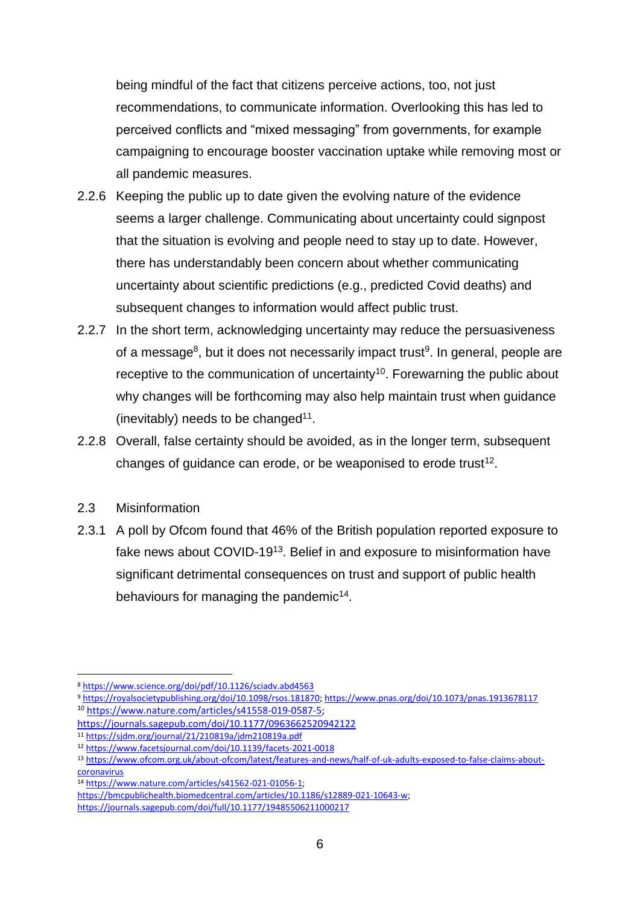being mindful of the fact that citizens perceive actions, too, not just recommendations, to communicate information. Overlooking this has led to perceived conflicts and "mixed messaging" from governments, for example campaigning to encourage booster vaccination uptake while removing most or all pandemic measures.

2.2.6 Keeping the public up to date given the evolving nature of the evidence seems a larger challenge. Communicating about uncertainty could signpost that the situation is evolving and people need to stay up to date. However, there has understandably been concern about whether communicating uncertainty about scientific predictions (e.g., predicted Covid deaths) and subsequent changes to information would affect public trust.

2.2.7 In the short term, acknowledging uncertainty may reduce the persuasiveness of a message[8], but it does not necessarily impact trust[9]. In general, people are receptive to the communication of uncertainty[10]. Forewarning the public about why changes will be forthcoming may also help maintain trust when guidance (inevitably) needs to be changed[11].

2.2.8 Overall, false certainty should be avoided, as in the longer term, subsequent changes of guidance can erode, or be weaponised to erode trust[12].

## 2.3 Misinformation

2.3.1 A poll by Ofcom found that 46% of the British population reported exposure to fake news about COVID-19[13]. Belief in and exposure to misinformation have significant detrimental consequences on trust and support of public health behaviours for managing the pandemic[14].

---

[8] https://www.science.org/doi/pdf/10.1126/sciadv.abd4563

[9] https://royalsocietypublishing.org/doi/10.1098/rsos.181870; https://www.pnas.org/doi/10.1073/pnas.1913678117

[10] https://www.nature.com/articles/s41558-019-0587-5; https://journals.sagepub.com/doi/10.1177/0963662520942122

[11] https://sjdm.org/journal/21/210819a/jdm210819a.pdf

[12] https://www.facetsjournal.com/doi/10.1139/facets-2021-0018

[13] https://www.ofcom.org.uk/about-ofcom/latest/features-and-news/half-of-uk-adults-exposed-to-false-claims-about-coronavirus

[14] https://www.nature.com/articles/s41562-021-01056-1; https://bmcpublichealth.biomedcentral.com/articles/10.1186/s12889-021-10643-w; https://journals.sagepub.com/doi/full/10.1177/19485506211000217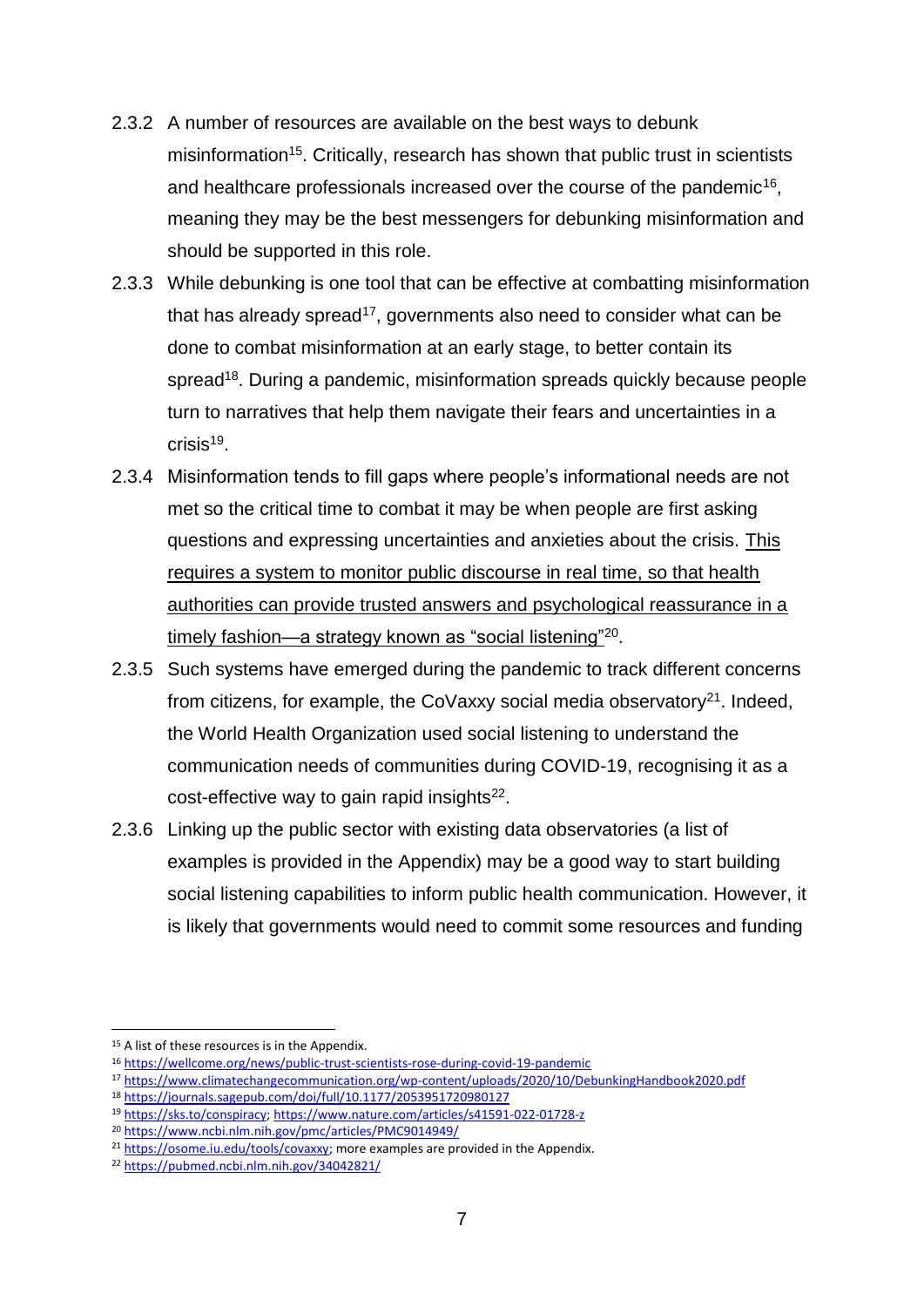2.3.2 A number of resources are available on the best ways to debunk misinformation[15]. Critically, research has shown that public trust in scientists and healthcare professionals increased over the course of the pandemic[16], meaning they may be the best messengers for debunking misinformation and should be supported in this role.

2.3.3 While debunking is one tool that can be effective at combatting misinformation that has already spread[17], governments also need to consider what can be done to combat misinformation at an early stage, to better contain its spread[18]. During a pandemic, misinformation spreads quickly because people turn to narratives that help them navigate their fears and uncertainties in a crisis[19].

2.3.4 Misinformation tends to fill gaps where people's informational needs are not met so the critical time to combat it may be when people are first asking questions and expressing uncertainties and anxieties about the crisis. <u>This requires a system to monitor public discourse in real time, so that health authorities can provide trusted answers and psychological reassurance in a timely fashion—a strategy known as "social listening"</u>[20].

2.3.5 Such systems have emerged during the pandemic to track different concerns from citizens, for example, the CoVaxxy social media observatory[21]. Indeed, the World Health Organization used social listening to understand the communication needs of communities during COVID-19, recognising it as a cost-effective way to gain rapid insights[22].

2.3.6 Linking up the public sector with existing data observatories (a list of examples is provided in the Appendix) may be a good way to start building social listening capabilities to inform public health communication. However, it is likely that governments would need to commit some resources and funding

---

[15] A list of these resources is in the Appendix.

[16] https://wellcome.org/news/public-trust-scientists-rose-during-covid-19-pandemic

[17] https://www.climatechangecommunication.org/wp-content/uploads/2020/10/DebunkingHandbook2020.pdf

[18] https://journals.sagepub.com/doi/full/10.1177/2053951720980127

[19] https://sks.to/conspiracy; https://www.nature.com/articles/s41591-022-01728-z

[20] https://www.ncbi.nlm.nih.gov/pmc/articles/PMC9014949/

[21] https://osome.iu.edu/tools/covaxxy; more examples are provided in the Appendix.

[22] https://pubmed.ncbi.nlm.nih.gov/34042821/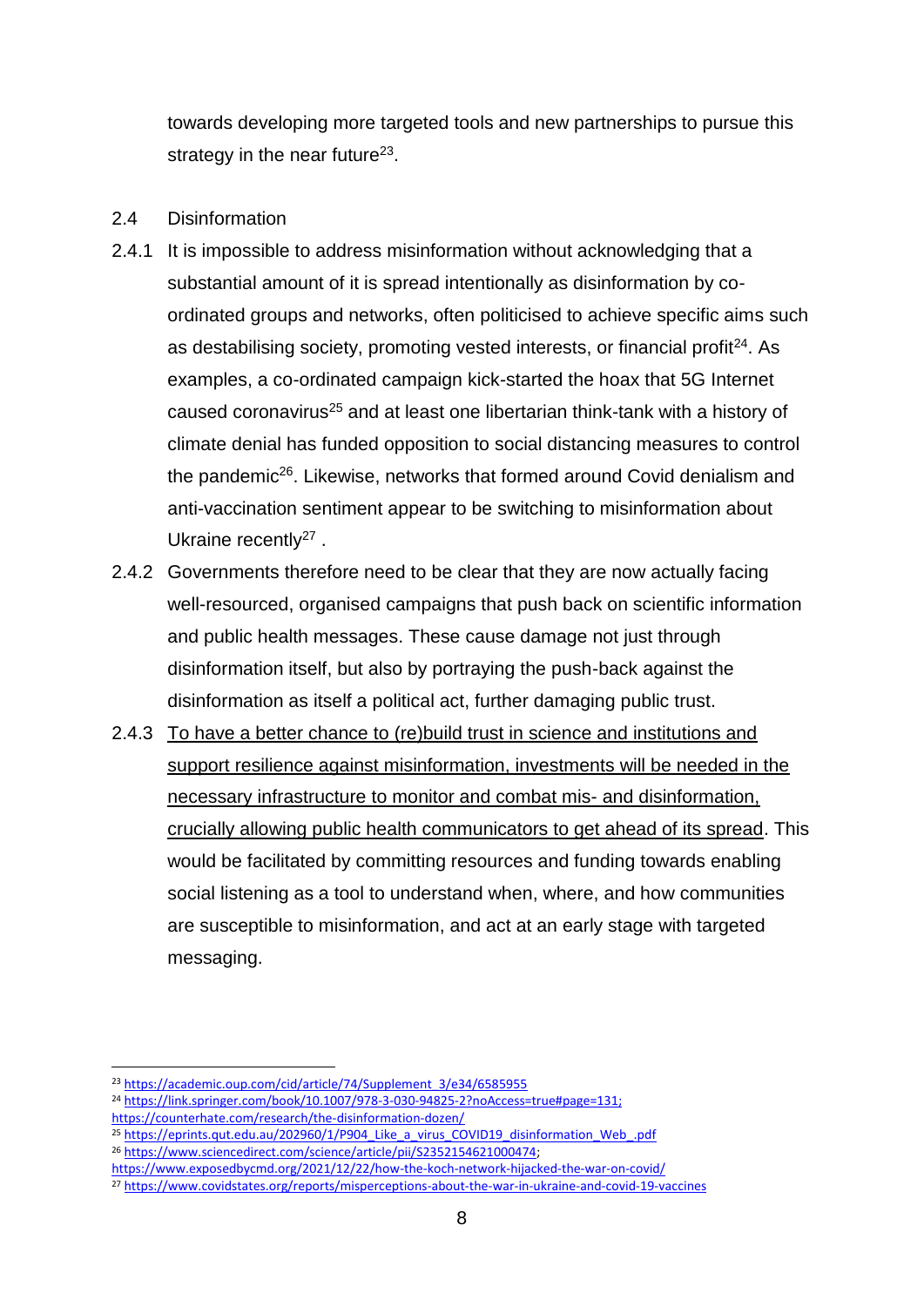towards developing more targeted tools and new partnerships to pursue this strategy in the near future[23].

## 2.4 Disinformation

2.4.1 It is impossible to address misinformation without acknowledging that a substantial amount of it is spread intentionally as disinformation by co-ordinated groups and networks, often politicised to achieve specific aims such as destabilising society, promoting vested interests, or financial profit[24]. As examples, a co-ordinated campaign kick-started the hoax that 5G Internet caused coronavirus[25] and at least one libertarian think-tank with a history of climate denial has funded opposition to social distancing measures to control the pandemic[26]. Likewise, networks that formed around Covid denialism and anti-vaccination sentiment appear to be switching to misinformation about Ukraine recently[27] .

2.4.2 Governments therefore need to be clear that they are now actually facing well-resourced, organised campaigns that push back on scientific information and public health messages. These cause damage not just through disinformation itself, but also by portraying the push-back against the disinformation as itself a political act, further damaging public trust.

2.4.3 <u>To have a better chance to (re)build trust in science and institutions and support resilience against misinformation, investments will be needed in the necessary infrastructure to monitor and combat mis- and disinformation, crucially allowing public health communicators to get ahead of its spread</u>. This would be facilitated by committing resources and funding towards enabling social listening as a tool to understand when, where, and how communities are susceptible to misinformation, and act at an early stage with targeted messaging.

---

[23] https://academic.oup.com/cid/article/74/Supplement_3/e34/6585955

[24] https://link.springer.com/book/10.1007/978-3-030-94825-2?noAccess=true#page=131; https://counterhate.com/research/the-disinformation-dozen/

[25] https://eprints.qut.edu.au/202960/1/P904_Like_a_virus_COVID19_disinformation_Web_.pdf

[26] https://www.sciencedirect.com/science/article/pii/S2352154621000474; https://www.exposedbycmd.org/2021/12/22/how-the-koch-network-hijacked-the-war-on-covid/

[27] https://www.covidstates.org/reports/misperceptions-about-the-war-in-ukraine-and-covid-19-vaccines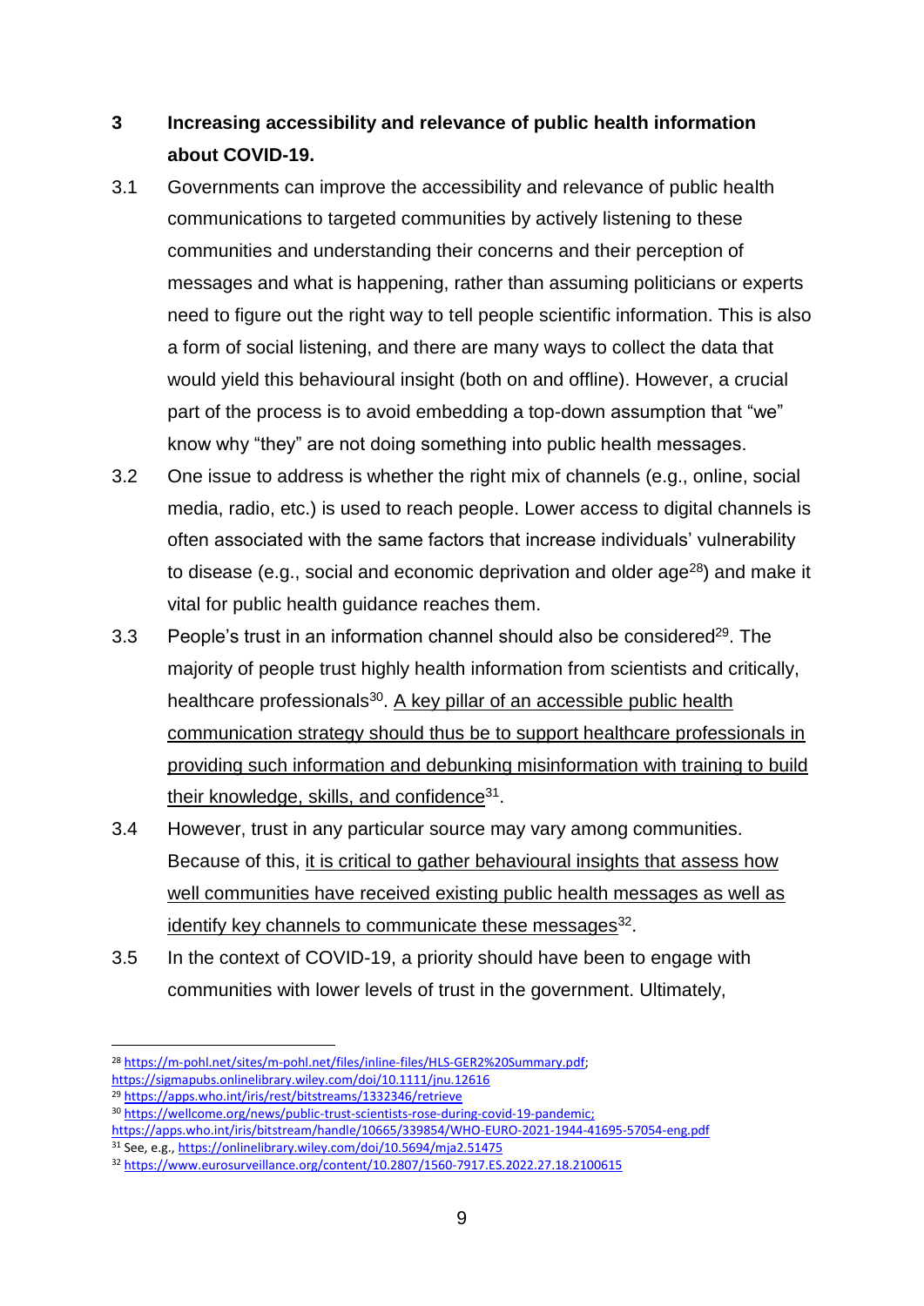## 3 Increasing accessibility and relevance of public health information about COVID-19.

3.1 Governments can improve the accessibility and relevance of public health communications to targeted communities by actively listening to these communities and understanding their concerns and their perception of messages and what is happening, rather than assuming politicians or experts need to figure out the right way to tell people scientific information. This is also a form of social listening, and there are many ways to collect the data that would yield this behavioural insight (both on and offline). However, a crucial part of the process is to avoid embedding a top-down assumption that "we" know why "they" are not doing something into public health messages.

3.2 One issue to address is whether the right mix of channels (e.g., online, social media, radio, etc.) is used to reach people. Lower access to digital channels is often associated with the same factors that increase individuals' vulnerability to disease (e.g., social and economic deprivation and older age[28]) and make it vital for public health guidance reaches them.

3.3 People's trust in an information channel should also be considered[29]. The majority of people trust highly health information from scientists and critically, healthcare professionals[30]. <u>A key pillar of an accessible public health communication strategy should thus be to support healthcare professionals in providing such information and debunking misinformation with training to build their knowledge, skills, and confidence</u>[31].

3.4 However, trust in any particular source may vary among communities. Because of this, <u>it is critical to gather behavioural insights that assess how well communities have received existing public health messages as well as identify key channels to communicate these messages</u>[32].

3.5 In the context of COVID-19, a priority should have been to engage with communities with lower levels of trust in the government. Ultimately,

---

[28] https://m-pohl.net/sites/m-pohl.net/files/inline-files/HLS-GER2%20Summary.pdf; https://sigmapubs.onlinelibrary.wiley.com/doi/10.1111/jnu.12616

[29] https://apps.who.int/iris/rest/bitstreams/1332346/retrieve

[30] https://wellcome.org/news/public-trust-scientists-rose-during-covid-19-pandemic; https://apps.who.int/iris/bitstream/handle/10665/339854/WHO-EURO-2021-1944-41695-57054-eng.pdf

[31] See, e.g., https://onlinelibrary.wiley.com/doi/10.5694/mja2.51475

[32] https://www.eurosurveillance.org/content/10.2807/1560-7917.ES.2022.27.18.2100615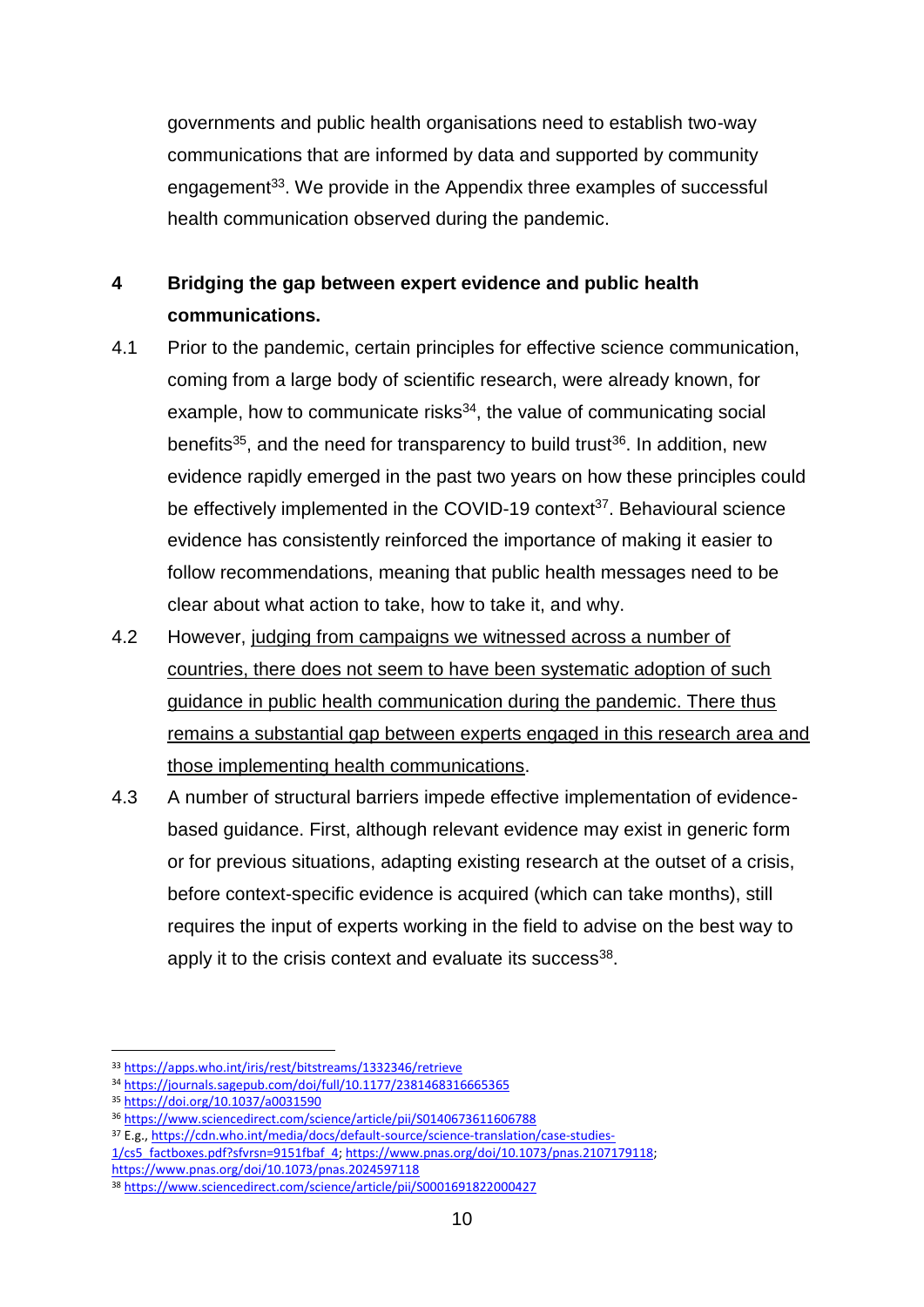governments and public health organisations need to establish two-way communications that are informed by data and supported by community engagement[33]. We provide in the Appendix three examples of successful health communication observed during the pandemic.

## 4 Bridging the gap between expert evidence and public health communications.

4.1 Prior to the pandemic, certain principles for effective science communication, coming from a large body of scientific research, were already known, for example, how to communicate risks[34], the value of communicating social benefits[35], and the need for transparency to build trust[36]. In addition, new evidence rapidly emerged in the past two years on how these principles could be effectively implemented in the COVID-19 context[37]. Behavioural science evidence has consistently reinforced the importance of making it easier to follow recommendations, meaning that public health messages need to be clear about what action to take, how to take it, and why.

4.2 However, <u>judging from campaigns we witnessed across a number of countries, there does not seem to have been systematic adoption of such guidance in public health communication during the pandemic. There thus remains a substantial gap between experts engaged in this research area and those implementing health communications</u>.

4.3 A number of structural barriers impede effective implementation of evidence-based guidance. First, although relevant evidence may exist in generic form or for previous situations, adapting existing research at the outset of a crisis, before context-specific evidence is acquired (which can take months), still requires the input of experts working in the field to advise on the best way to apply it to the crisis context and evaluate its success[38].

---

[33] https://apps.who.int/iris/rest/bitstreams/1332346/retrieve

[34] https://journals.sagepub.com/doi/full/10.1177/2381468316665365

[35] https://doi.org/10.1037/a0031590

[36] https://www.sciencedirect.com/science/article/pii/S0140673611606788

[37] E.g., https://cdn.who.int/media/docs/default-source/science-translation/case-studies-1/cs5_factboxes.pdf?sfvrsn=9151fbaf_4; https://www.pnas.org/doi/10.1073/pnas.2107179118; https://www.pnas.org/doi/10.1073/pnas.2024597118

[38] https://www.sciencedirect.com/science/article/pii/S0001691822000427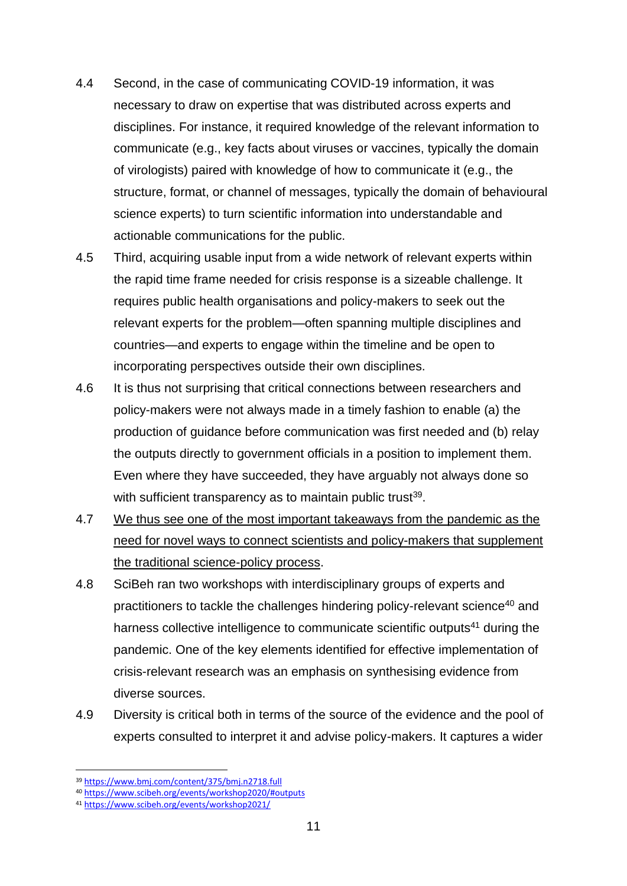4.4 Second, in the case of communicating COVID-19 information, it was necessary to draw on expertise that was distributed across experts and disciplines. For instance, it required knowledge of the relevant information to communicate (e.g., key facts about viruses or vaccines, typically the domain of virologists) paired with knowledge of how to communicate it (e.g., the structure, format, or channel of messages, typically the domain of behavioural science experts) to turn scientific information into understandable and actionable communications for the public.

4.5 Third, acquiring usable input from a wide network of relevant experts within the rapid time frame needed for crisis response is a sizeable challenge. It requires public health organisations and policy-makers to seek out the relevant experts for the problem—often spanning multiple disciplines and countries—and experts to engage within the timeline and be open to incorporating perspectives outside their own disciplines.

4.6 It is thus not surprising that critical connections between researchers and policy-makers were not always made in a timely fashion to enable (a) the production of guidance before communication was first needed and (b) relay the outputs directly to government officials in a position to implement them. Even where they have succeeded, they have arguably not always done so with sufficient transparency as to maintain public trust[39].

4.7 <u>We thus see one of the most important takeaways from the pandemic as the need for novel ways to connect scientists and policy-makers that supplement the traditional science-policy process</u>.

4.8 SciBeh ran two workshops with interdisciplinary groups of experts and practitioners to tackle the challenges hindering policy-relevant science[40] and harness collective intelligence to communicate scientific outputs[41] during the pandemic. One of the key elements identified for effective implementation of crisis-relevant research was an emphasis on synthesising evidence from diverse sources.

4.9 Diversity is critical both in terms of the source of the evidence and the pool of experts consulted to interpret it and advise policy-makers. It captures a wider

---

[39] https://www.bmj.com/content/375/bmj.n2718.full

[40] https://www.scibeh.org/events/workshop2020/#outputs

[41] https://www.scibeh.org/events/workshop2021/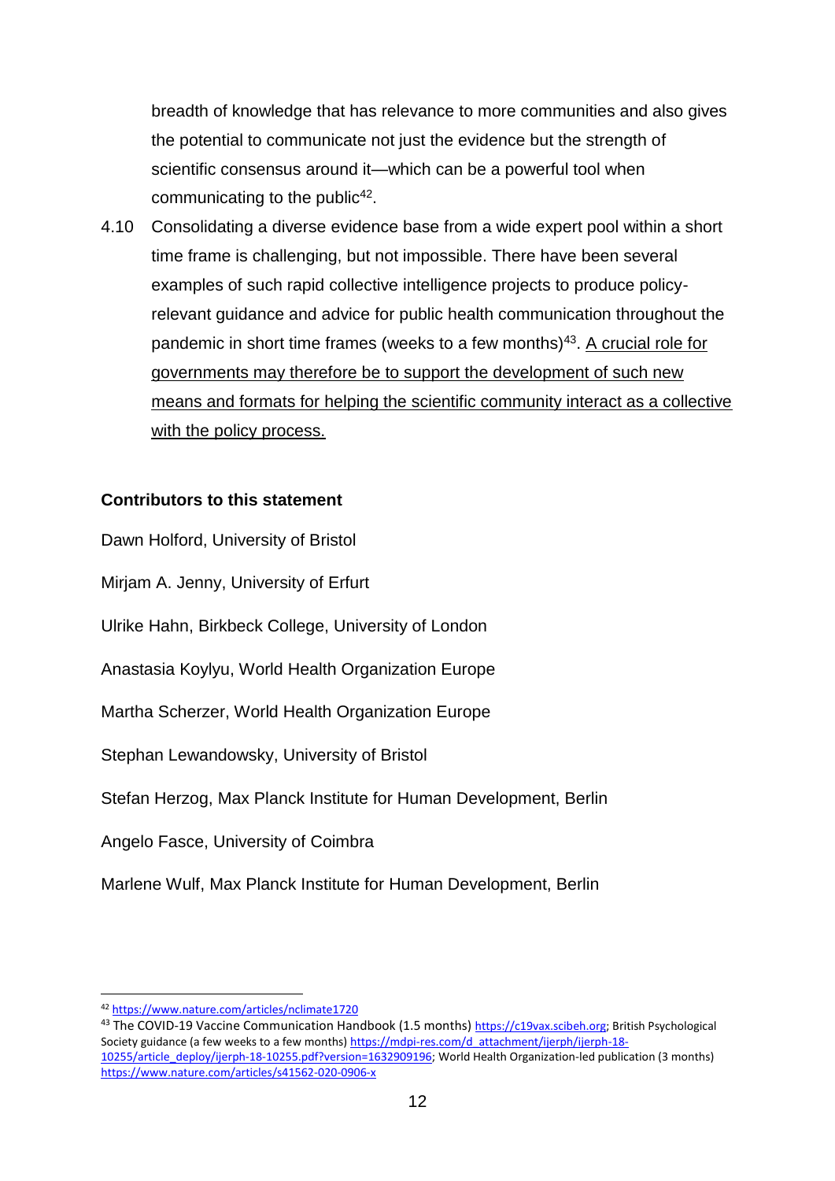breadth of knowledge that has relevance to more communities and also gives the potential to communicate not just the evidence but the strength of scientific consensus around it—which can be a powerful tool when communicating to the public[42].

4.10 Consolidating a diverse evidence base from a wide expert pool within a short time frame is challenging, but not impossible. There have been several examples of such rapid collective intelligence projects to produce policy-relevant guidance and advice for public health communication throughout the pandemic in short time frames (weeks to a few months)[43]. <u>A crucial role for governments may therefore be to support the development of such new means and formats for helping the scientific community interact as a collective with the policy process.</u>

**Contributors to this statement**

Dawn Holford, University of Bristol

Mirjam A. Jenny, University of Erfurt

Ulrike Hahn, Birkbeck College, University of London

Anastasia Koylyu, World Health Organization Europe

Martha Scherzer, World Health Organization Europe

Stephan Lewandowsky, University of Bristol

Stefan Herzog, Max Planck Institute for Human Development, Berlin

Angelo Fasce, University of Coimbra

Marlene Wulf, Max Planck Institute for Human Development, Berlin

---

[42] https://www.nature.com/articles/nclimate1720

[43] The COVID-19 Vaccine Communication Handbook (1.5 months) https://c19vax.scibeh.org; British Psychological Society guidance (a few weeks to a few months) https://mdpi-res.com/d_attachment/ijerph/ijerph-18-10255/article_deploy/ijerph-18-10255.pdf?version=1632909196; World Health Organization-led publication (3 months) https://www.nature.com/articles/s41562-020-0906-x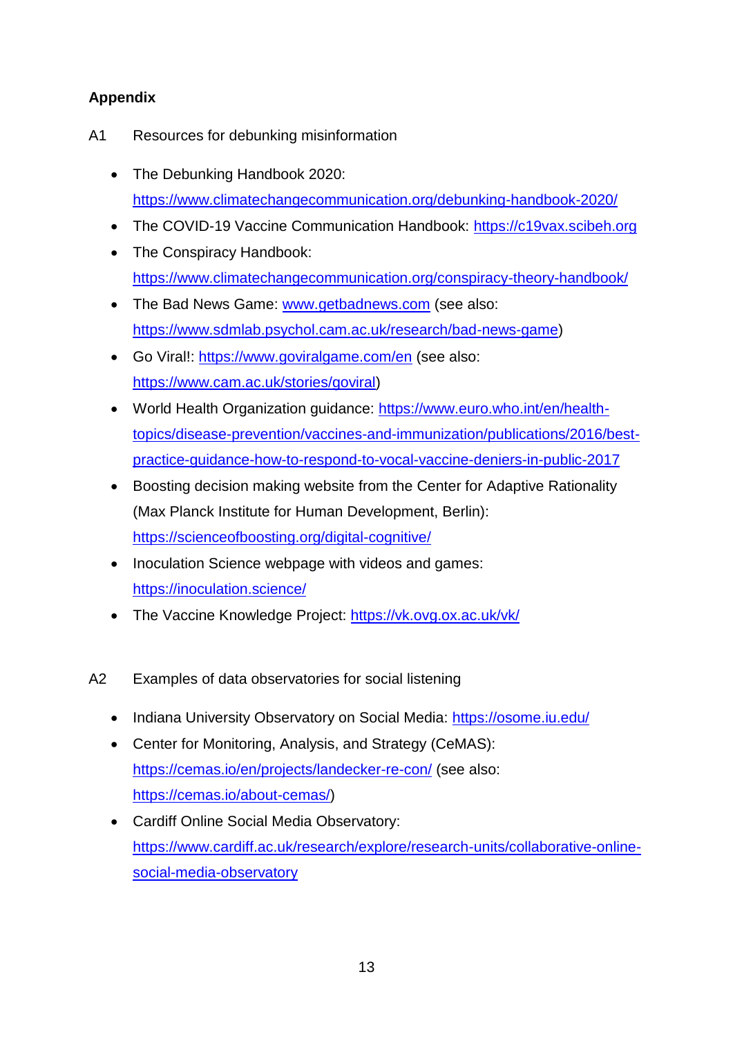## Appendix

A1 Resources for debunking misinformation

- The Debunking Handbook 2020: https://www.climatechangecommunication.org/debunking-handbook-2020/
- The COVID-19 Vaccine Communication Handbook: https://c19vax.scibeh.org
- The Conspiracy Handbook: https://www.climatechangecommunication.org/conspiracy-theory-handbook/
- The Bad News Game: www.getbadnews.com (see also: https://www.sdmlab.psychol.cam.ac.uk/research/bad-news-game)
- Go Viral!: https://www.goviralgame.com/en (see also: https://www.cam.ac.uk/stories/goviral)
- World Health Organization guidance: https://www.euro.who.int/en/health-topics/disease-prevention/vaccines-and-immunization/publications/2016/best-practice-guidance-how-to-respond-to-vocal-vaccine-deniers-in-public-2017
- Boosting decision making website from the Center for Adaptive Rationality (Max Planck Institute for Human Development, Berlin): https://scienceofboosting.org/digital-cognitive/
- Inoculation Science webpage with videos and games: https://inoculation.science/
- The Vaccine Knowledge Project: https://vk.ovg.ox.ac.uk/vk/

A2 Examples of data observatories for social listening

- Indiana University Observatory on Social Media: https://osome.iu.edu/
- Center for Monitoring, Analysis, and Strategy (CeMAS): https://cemas.io/en/projects/landecker-re-con/ (see also: https://cemas.io/about-cemas/)
- Cardiff Online Social Media Observatory: https://www.cardiff.ac.uk/research/explore/research-units/collaborative-online-social-media-observatory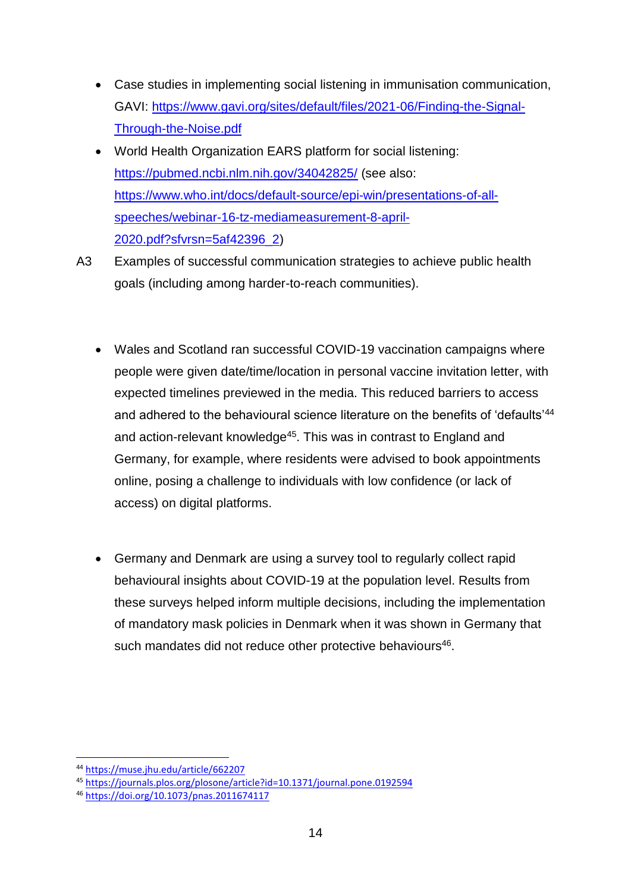- Case studies in implementing social listening in immunisation communication, GAVI: https://www.gavi.org/sites/default/files/2021-06/Finding-the-Signal-Through-the-Noise.pdf
- World Health Organization EARS platform for social listening: https://pubmed.ncbi.nlm.nih.gov/34042825/ (see also: https://www.who.int/docs/default-source/epi-win/presentations-of-all-speeches/webinar-16-tz-mediameasurement-8-april-2020.pdf?sfvrsn=5af42396_2)

A3 Examples of successful communication strategies to achieve public health goals (including among harder-to-reach communities).

- Wales and Scotland ran successful COVID-19 vaccination campaigns where people were given date/time/location in personal vaccine invitation letter, with expected timelines previewed in the media. This reduced barriers to access and adhered to the behavioural science literature on the benefits of 'defaults'[44] and action-relevant knowledge[45]. This was in contrast to England and Germany, for example, where residents were advised to book appointments online, posing a challenge to individuals with low confidence (or lack of access) on digital platforms.

- Germany and Denmark are using a survey tool to regularly collect rapid behavioural insights about COVID-19 at the population level. Results from these surveys helped inform multiple decisions, including the implementation of mandatory mask policies in Denmark when it was shown in Germany that such mandates did not reduce other protective behaviours[46].

---

[44] https://muse.jhu.edu/article/662207

[45] https://journals.plos.org/plosone/article?id=10.1371/journal.pone.0192594

[46] https://doi.org/10.1073/pnas.2011674117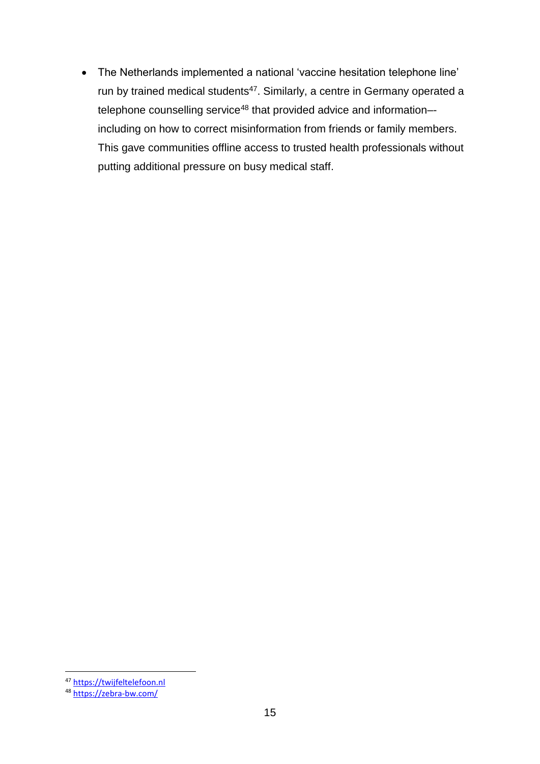- The Netherlands implemented a national 'vaccine hesitation telephone line' run by trained medical students[47]. Similarly, a centre in Germany operated a telephone counselling service[48] that provided advice and information–-including on how to correct misinformation from friends or family members. This gave communities offline access to trusted health professionals without putting additional pressure on busy medical staff.

[47] https://twijfeltelefoon.nl

[48] https://zebra-bw.com/